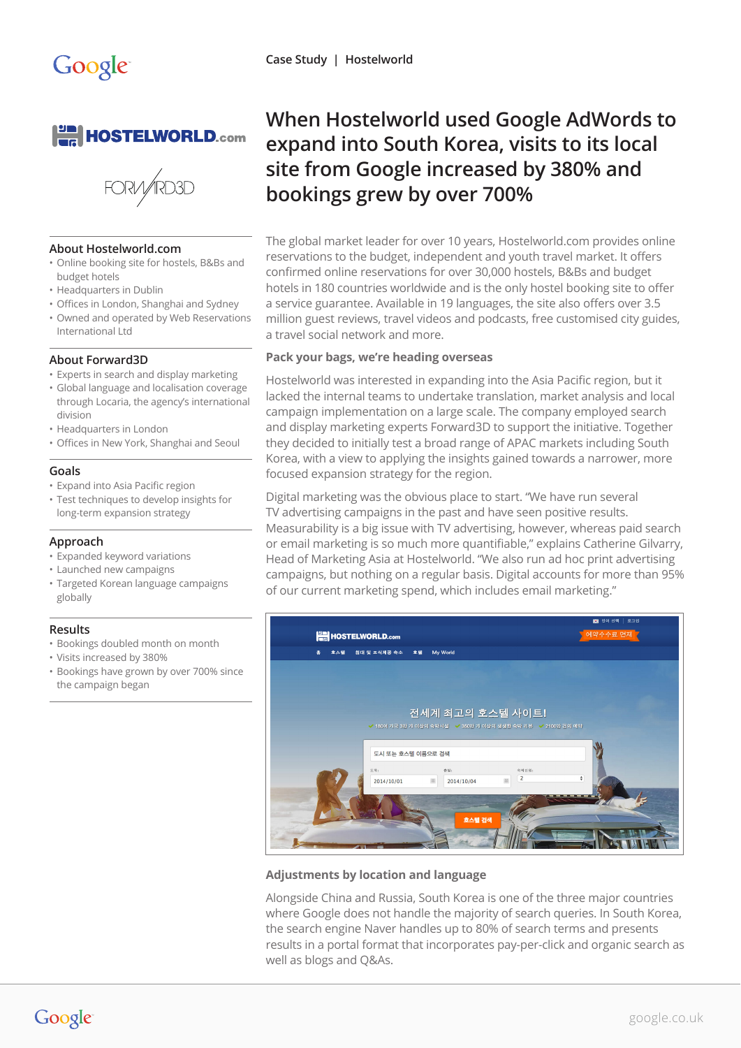Case Study | Hostelworld

# When Hostelworld used Google AdWords to expand into South Korea, visits to its local site from Google increased by 380% and bookings grew by over 700%

### About Hostelworld.com

- Online booking site for hostels, B&Bs and budget hotels
- Headquarters in Dublin
- Offices in London, Shanghai and Sydney
- Owned and operated by Web Reservations International Ltd

### About Forward3D

- Experts in search and display marketing
- Global language and localisation coverage through Locaria, the agency's international division
- Headquarters in London
- Offices in New York, Shanghai and Seoul

### Goals

- Expand into Asia Pacific region
- Test techniques to develop insights for long-term expansion strategy

### Approach

- Expanded keyword variations
- Launched new campaigns
- Targeted Korean language campaigns globally

### Results

- Bookings doubled month on month
- Visits increased by 380%
- Bookings have grown by over 700% since the campaign began

The global market leader for over 10 years, Hostelworld.com provides online reservations to the budget, independent and youth travel market. It offers confirmed online reservations for over 30,000 hostels, B&Bs and budget hotels in 180 countries worldwide and is the only hostel booking site to offer a service guarantee. Available in 19 languages, the site also offers over 3.5 million guest reviews, travel videos and podcasts, free customised city guides, a travel social network and more.

## Pack your bags, we're heading overseas

Hostelworld was interested in expanding into the Asia Pacific region, but it lacked the internal teams to undertake translation, market analysis and local campaign implementation on a large scale. The company employed search and display marketing experts Forward3D to support the initiative. Together they decided to initially test a broad range of APAC markets including South Korea, with a view to applying the insights gained towards a narrower, more focused expansion strategy for the region.

Digital marketing was the obvious place to start. "We have run several TV advertising campaigns in the past and have seen positive results. Measurability is a big issue with TV advertising, however, whereas paid search or email marketing is so much more quantifiable," explains Catherine Gilvarry, Head of Marketing Asia at Hostelworld. "We also run ad hoc print advertising campaigns, but nothing on a regular basis. Digital accounts for more than 95% of our current marketing spend, which includes email marketing."

## Adjustments by location and language

Alongside China and Russia, South Korea is one of the three major countries where Google does not handle the majority of search queries. In South Korea, the search engine Naver handles up to 80% of search terms and presents results in a portal format that incorporates pay-per-click and organic search as well as blogs and Q&As.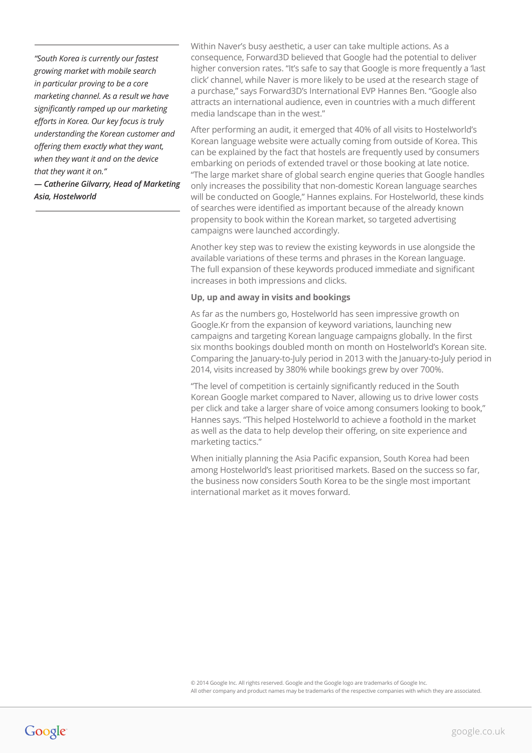*"South Korea is currently our fastest growing market with mobile search in particular proving to be a core marketing channel. As a result we have significantly ramped up our marketing efforts in Korea. Our key focus is truly understanding the Korean customer and offering them exactly what they want, when they want it and on the device that they want it on."*

***— Catherine Gilvarry, Head of Marketing Asia, Hostelworld***

Within Naver's busy aesthetic, a user can take multiple actions. As a consequence, Forward3D believed that Google had the potential to deliver higher conversion rates. "It's safe to say that Google is more frequently a 'last click' channel, while Naver is more likely to be used at the research stage of a purchase," says Forward3D's International EVP Hannes Ben. "Google also attracts an international audience, even in countries with a much different media landscape than in the west."

After performing an audit, it emerged that 40% of all visits to Hostelworld's Korean language website were actually coming from outside of Korea. This can be explained by the fact that hostels are frequently used by consumers embarking on periods of extended travel or those booking at late notice. "The large market share of global search engine queries that Google handles only increases the possibility that non-domestic Korean language searches will be conducted on Google," Hannes explains. For Hostelworld, these kinds of searches were identified as important because of the already known propensity to book within the Korean market, so targeted advertising campaigns were launched accordingly.

Another key step was to review the existing keywords in use alongside the available variations of these terms and phrases in the Korean language. The full expansion of these keywords produced immediate and significant increases in both impressions and clicks.

**Up, up and away in visits and bookings**

As far as the numbers go, Hostelworld has seen impressive growth on Google.Kr from the expansion of keyword variations, launching new campaigns and targeting Korean language campaigns globally. In the first six months bookings doubled month on month on Hostelworld's Korean site. Comparing the January-to-July period in 2013 with the January-to-July period in 2014, visits increased by 380% while bookings grew by over 700%.

"The level of competition is certainly significantly reduced in the South Korean Google market compared to Naver, allowing us to drive lower costs per click and take a larger share of voice among consumers looking to book," Hannes says. "This helped Hostelworld to achieve a foothold in the market as well as the data to help develop their offering, on site experience and marketing tactics."

When initially planning the Asia Pacific expansion, South Korea had been among Hostelworld's least prioritised markets. Based on the success so far, the business now considers South Korea to be the single most important international market as it moves forward.

© 2014 Google Inc. All rights reserved. Google and the Google logo are trademarks of Google Inc.
All other company and product names may be trademarks of the respective companies with which they are associated.

Google

google.co.uk